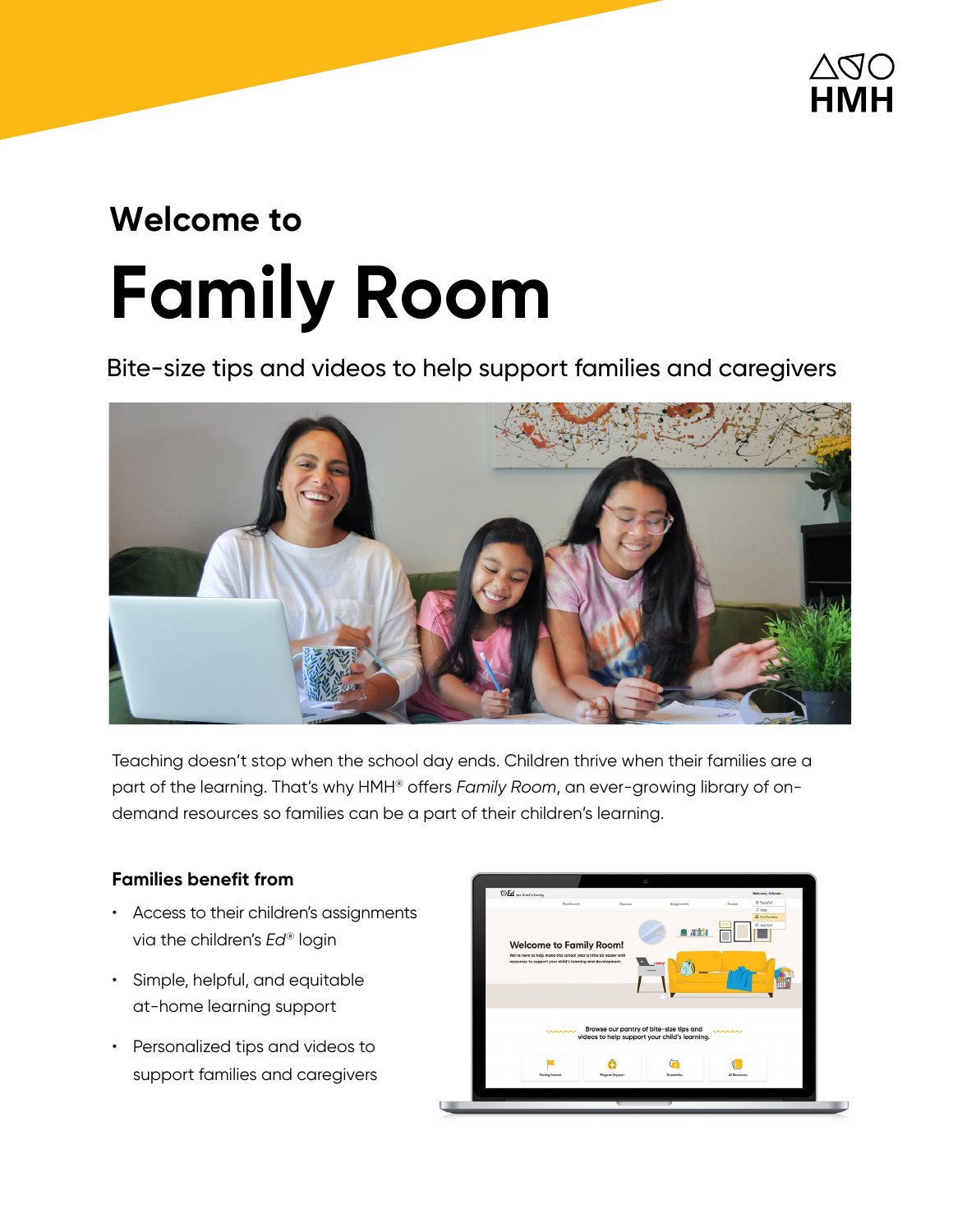# Welcome to

# Family Room

Bite-size tips and videos to help support families and caregivers

Teaching doesn't stop when the school day ends. Children thrive when their families are a part of the learning. That's why HMH® offers *Family Room*, an ever-growing library of on-demand resources so families can be a part of their children's learning.

### Families benefit from

- Access to their children's assignments via the children's *Ed*® login
- Simple, helpful, and equitable at-home learning support
- Personalized tips and videos to support families and caregivers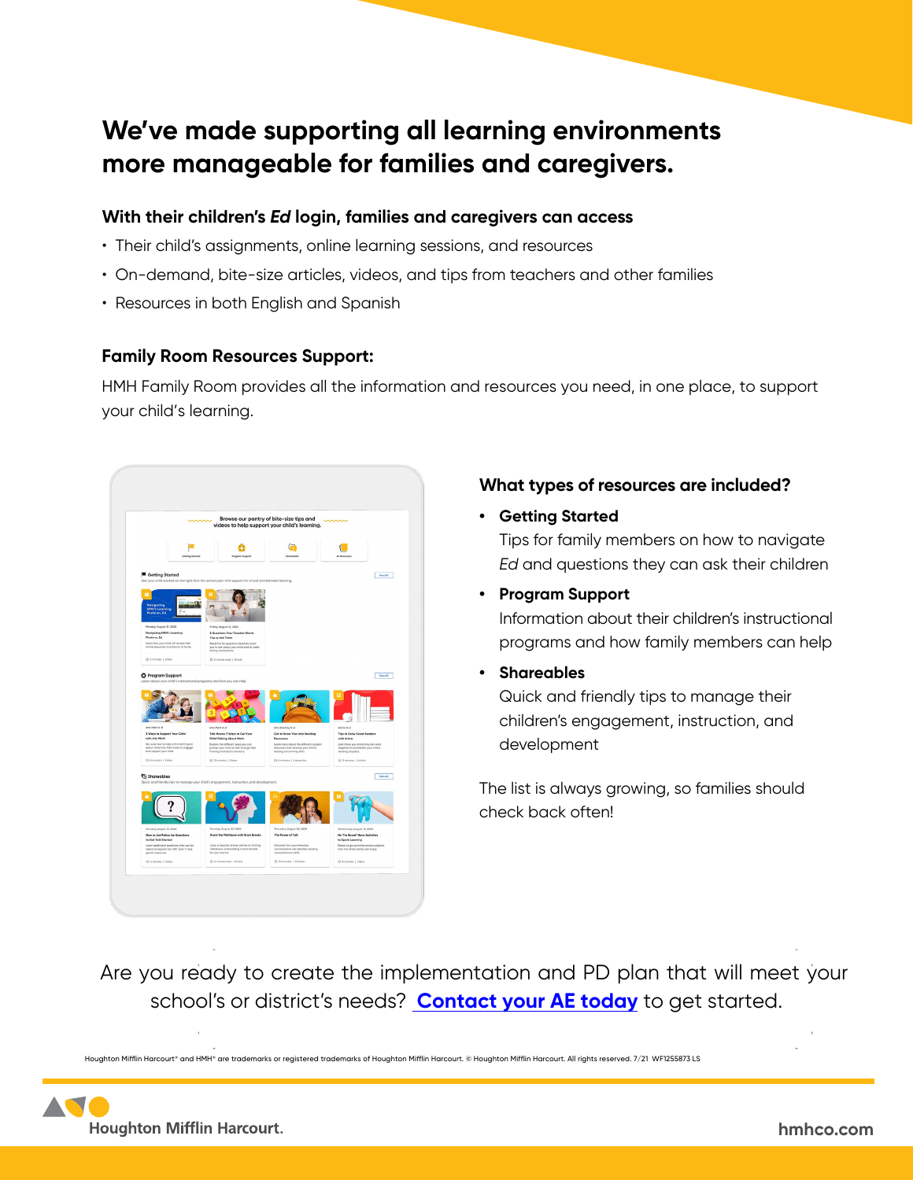# We've made supporting all learning environments more manageable for families and caregivers.

**With their children's *Ed* login, families and caregivers can access**

- Their child's assignments, online learning sessions, and resources
- On-demand, bite-size articles, videos, and tips from teachers and other families
- Resources in both English and Spanish

**Family Room Resources Support:**

HMH Family Room provides all the information and resources you need, in one place, to support your child's learning.

**What types of resources are included?**

- **Getting Started**
  Tips for family members on how to navigate *Ed* and questions they can ask their children
- **Program Support**
  Information about their children's instructional programs and how family members can help
- **Shareables**
  Quick and friendly tips to manage their children's engagement, instruction, and development

The list is always growing, so families should check back often!

Are you ready to create the implementation and PD plan that will meet your school's or district's needs? **Contact your AE today** to get started.

Houghton Mifflin Harcourt® and HMH® are trademarks or registered trademarks of Houghton Mifflin Harcourt. © Houghton Mifflin Harcourt. All rights reserved. 7/21 WF1255873 LS

Houghton Mifflin Harcourt.

hmhco.com